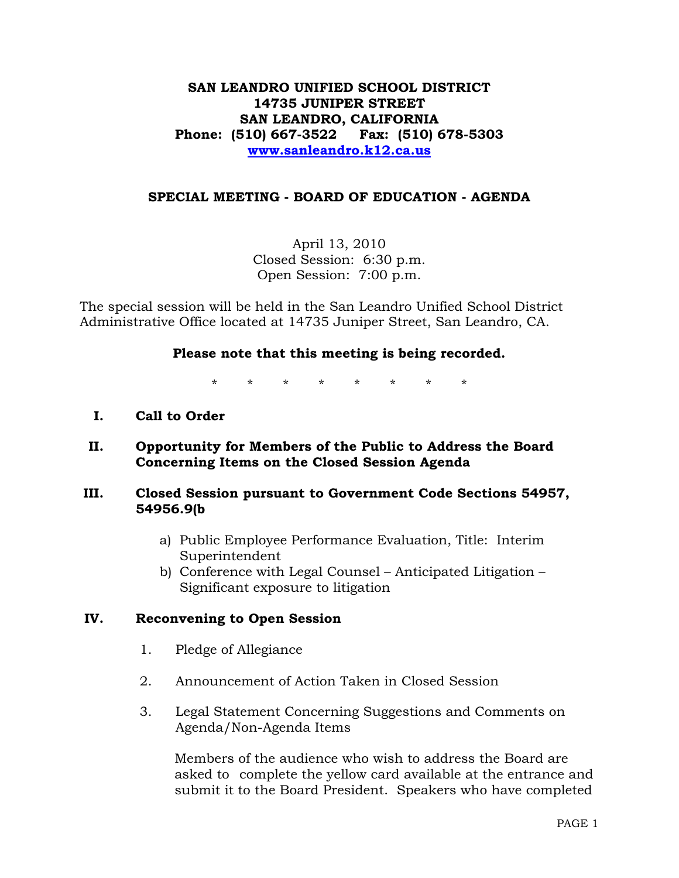**SAN LEANDRO UNIFIED SCHOOL DISTRICT**
**14735 JUNIPER STREET**
**SAN LEANDRO, CALIFORNIA**
**Phone: (510) 667-3522 Fax: (510) 678-5303**
**www.sanleandro.k12.ca.us**

## SPECIAL MEETING - BOARD OF EDUCATION - AGENDA

April 13, 2010
Closed Session: 6:30 p.m.
Open Session: 7:00 p.m.

The special session will be held in the San Leandro Unified School District Administrative Office located at 14735 Juniper Street, San Leandro, CA.

**Please note that this meeting is being recorded.**

\* \* \* \* \* \* \* \*

**I. Call to Order**

**II. Opportunity for Members of the Public to Address the Board Concerning Items on the Closed Session Agenda**

**III. Closed Session pursuant to Government Code Sections 54957, 54956.9(b**

a) Public Employee Performance Evaluation, Title: Interim Superintendent
b) Conference with Legal Counsel – Anticipated Litigation – Significant exposure to litigation

**IV. Reconvening to Open Session**

1. Pledge of Allegiance

2. Announcement of Action Taken in Closed Session

3. Legal Statement Concerning Suggestions and Comments on Agenda/Non-Agenda Items

   Members of the audience who wish to address the Board are asked to complete the yellow card available at the entrance and submit it to the Board President. Speakers who have completed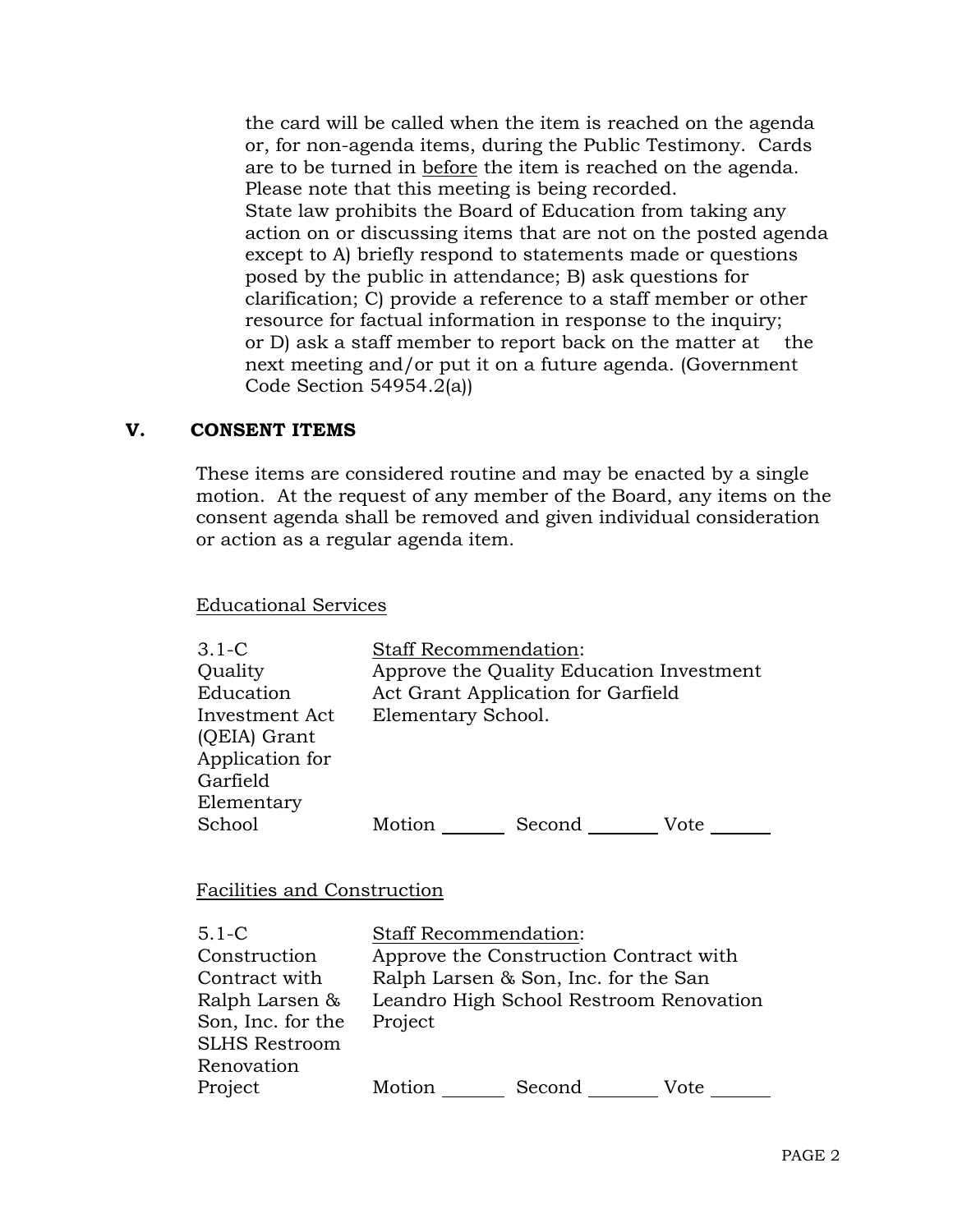the card will be called when the item is reached on the agenda or, for non-agenda items, during the Public Testimony. Cards are to be turned in <u>before</u> the item is reached on the agenda. Please note that this meeting is being recorded.
State law prohibits the Board of Education from taking any action on or discussing items that are not on the posted agenda except to A) briefly respond to statements made or questions posed by the public in attendance; B) ask questions for clarification; C) provide a reference to a staff member or other resource for factual information in response to the inquiry; or D) ask a staff member to report back on the matter at the next meeting and/or put it on a future agenda. (Government Code Section 54954.2(a))

## V. CONSENT ITEMS

These items are considered routine and may be enacted by a single motion. At the request of any member of the Board, any items on the consent agenda shall be removed and given individual consideration or action as a regular agenda item.

### Educational Services

3.1-C Quality Education Investment Act (QEIA) Grant Application for Garfield Elementary School

Staff Recommendation:
Approve the Quality Education Investment Act Grant Application for Garfield Elementary School.

Motion ______ Second ______ Vote ______

### Facilities and Construction

5.1-C Construction Contract with Ralph Larsen & Son, Inc. for the SLHS Restroom Renovation Project

Staff Recommendation:
Approve the Construction Contract with Ralph Larsen & Son, Inc. for the San Leandro High School Restroom Renovation Project

Motion ______ Second ______ Vote ______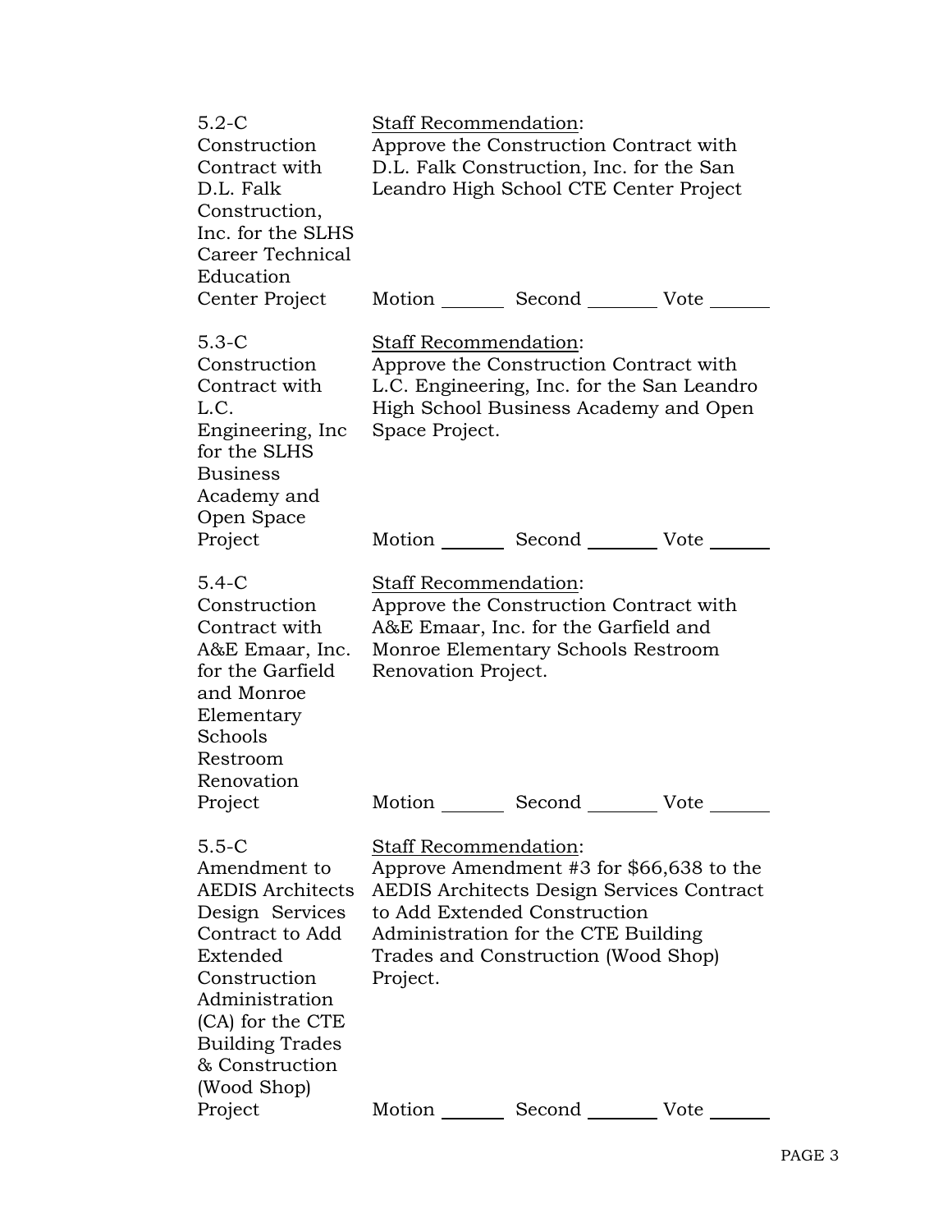**5.2-C**
**Construction Contract with D.L. Falk Construction, Inc. for the SLHS Career Technical Education Center Project**

Staff Recommendation:
Approve the Construction Contract with D.L. Falk Construction, Inc. for the San Leandro High School CTE Center Project

Motion _______ Second _______ Vote _______

**5.3-C**
**Construction Contract with L.C. Engineering, Inc for the SLHS Business Academy and Open Space Project**

Staff Recommendation:
Approve the Construction Contract with L.C. Engineering, Inc. for the San Leandro High School Business Academy and Open Space Project.

Motion _______ Second _______ Vote _______

**5.4-C**
**Construction Contract with A&E Emaar, Inc. for the Garfield and Monroe Elementary Schools Restroom Renovation Project**

Staff Recommendation:
Approve the Construction Contract with A&E Emaar, Inc. for the Garfield and Monroe Elementary Schools Restroom Renovation Project.

Motion _______ Second _______ Vote _______

**5.5-C**
**Amendment to AEDIS Architects Design Services Contract to Add Extended Construction Administration (CA) for the CTE Building Trades & Construction (Wood Shop) Project**

Staff Recommendation:
Approve Amendment #3 for $66,638 to the AEDIS Architects Design Services Contract to Add Extended Construction Administration for the CTE Building Trades and Construction (Wood Shop) Project.

Motion _______ Second _______ Vote _______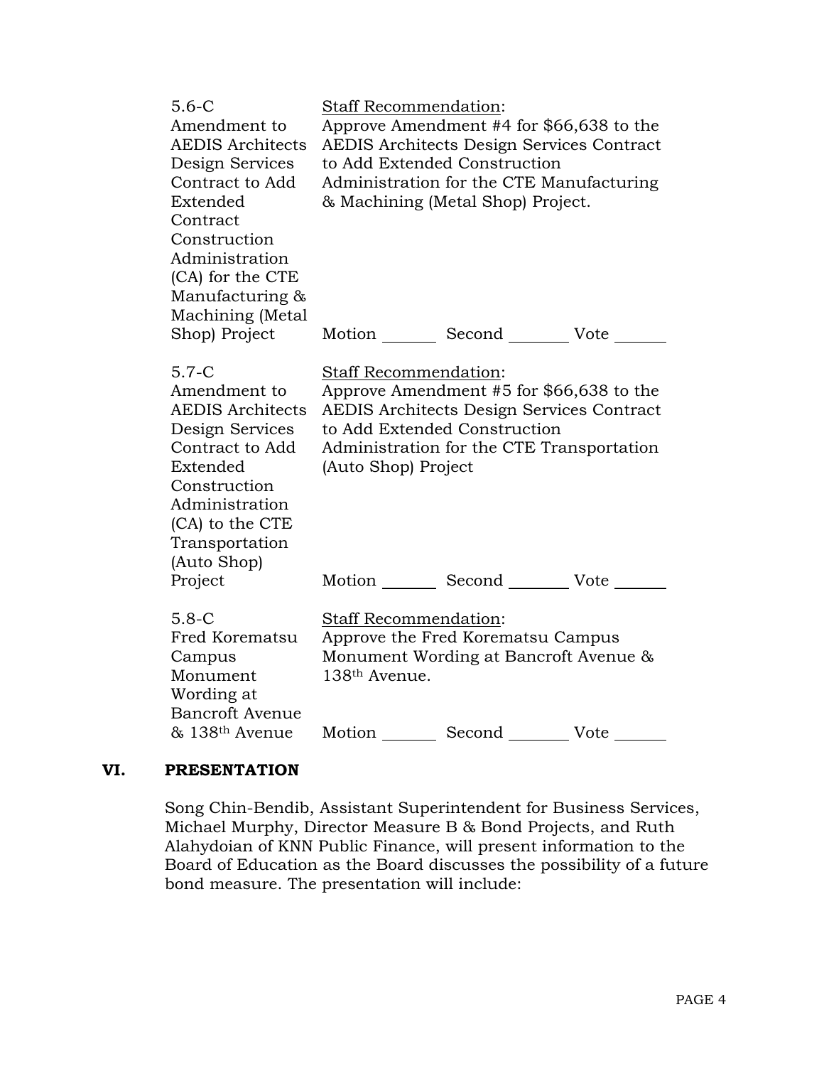| | |
|---|---|
| 5.6-C<br>Amendment to AEDIS Architects Design Services Contract to Add Extended Contract Construction Administration (CA) for the CTE Manufacturing & Machining (Metal Shop) Project | Staff Recommendation:<br>Approve Amendment #4 for $66,638 to the AEDIS Architects Design Services Contract to Add Extended Construction Administration for the CTE Manufacturing & Machining (Metal Shop) Project.<br><br>Motion _______ Second _______ Vote ______ |
| 5.7-C<br>Amendment to AEDIS Architects Design Services Contract to Add Extended Construction Administration (CA) to the CTE Transportation (Auto Shop) Project | Staff Recommendation:<br>Approve Amendment #5 for $66,638 to the AEDIS Architects Design Services Contract to Add Extended Construction Administration for the CTE Transportation (Auto Shop) Project<br><br>Motion _______ Second _______ Vote ______ |
| 5.8-C<br>Fred Korematsu Campus Monument Wording at Bancroft Avenue & 138th Avenue | Staff Recommendation:<br>Approve the Fred Korematsu Campus Monument Wording at Bancroft Avenue & 138th Avenue.<br><br>Motion _______ Second _______ Vote ______ |

## VI. PRESENTATION

Song Chin-Bendib, Assistant Superintendent for Business Services, Michael Murphy, Director Measure B & Bond Projects, and Ruth Alahydoian of KNN Public Finance, will present information to the Board of Education as the Board discusses the possibility of a future bond measure. The presentation will include: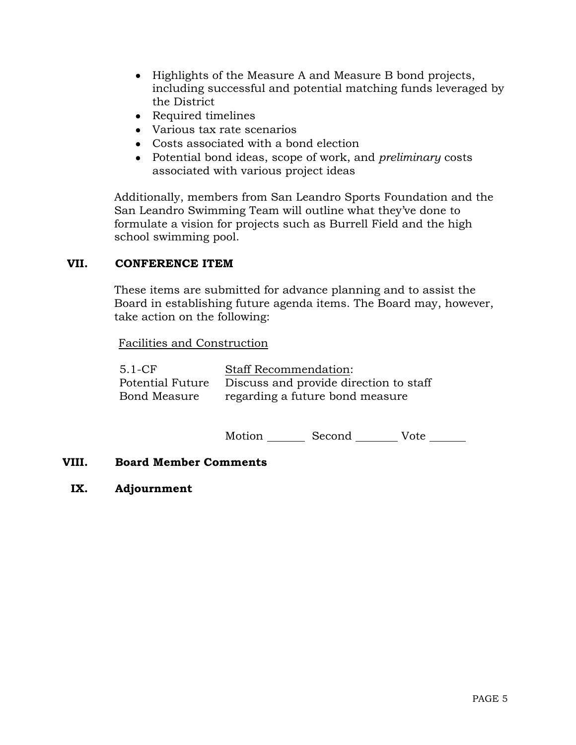- Highlights of the Measure A and Measure B bond projects, including successful and potential matching funds leveraged by the District
- Required timelines
- Various tax rate scenarios
- Costs associated with a bond election
- Potential bond ideas, scope of work, and *preliminary* costs associated with various project ideas

Additionally, members from San Leandro Sports Foundation and the San Leandro Swimming Team will outline what they've done to formulate a vision for projects such as Burrell Field and the high school swimming pool.

## VII. CONFERENCE ITEM

These items are submitted for advance planning and to assist the Board in establishing future agenda items. The Board may, however, take action on the following:

Facilities and Construction

| | |
|---|---|
| 5.1-CF<br>Potential Future Bond Measure | Staff Recommendation:<br>Discuss and provide direction to staff regarding a future bond measure |

Motion _______ Second _______ Vote _______

## VIII. Board Member Comments

## IX. Adjournment